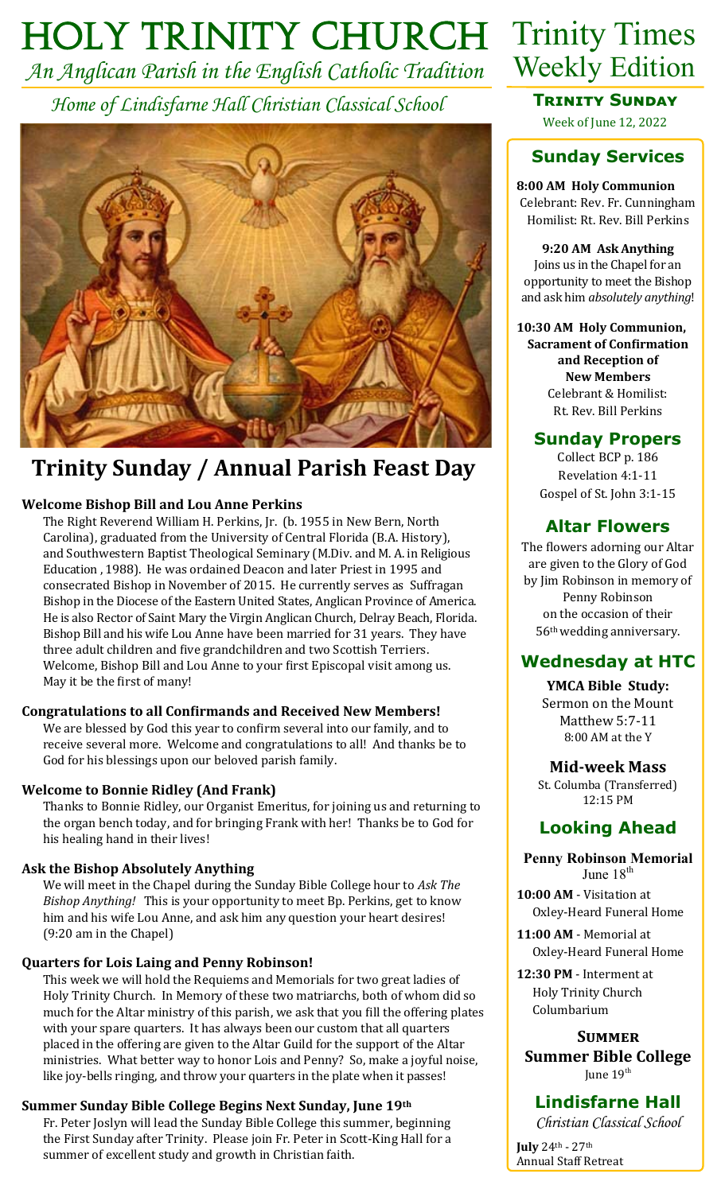# HOLY TRINITY CHURCH

*An Anglican Parish in the English Catholic Tradition*

*Home of Lindisfarne Hall Christian Classical School*

# Trinity Times Weekly Edition

**TRINITY SUNDAY**

Week of June 12, 2022

## Trinity Sunday / Annual Parish Feast Day

### Welcome Bishop Bill and Lou Anne Perkins

The Right Reverend William H. Perkins, Jr. (b. 1955 in New Bern, North Carolina), graduated from the University of Central Florida (B.A. History), and Southwestern Baptist Theological Seminary (M.Div. and M. A. in Religious Education , 1988). He was ordained Deacon and later Priest in 1995 and consecrated Bishop in November of 2015. He currently serves as Suffragan Bishop in the Diocese of the Eastern United States, Anglican Province of America. He is also Rector of Saint Mary the Virgin Anglican Church, Delray Beach, Florida. Bishop Bill and his wife Lou Anne have been married for 31 years. They have three adult children and five grandchildren and two Scottish Terriers. Welcome, Bishop Bill and Lou Anne to your first Episcopal visit among us. May it be the first of many!

### Congratulations to all Confirmands and Received New Members!

We are blessed by God this year to confirm several into our family, and to receive several more. Welcome and congratulations to all! And thanks be to God for his blessings upon our beloved parish family.

### Welcome to Bonnie Ridley (And Frank)

Thanks to Bonnie Ridley, our Organist Emeritus, for joining us and returning to the organ bench today, and for bringing Frank with her! Thanks be to God for his healing hand in their lives!

### Ask the Bishop Absolutely Anything

We will meet in the Chapel during the Sunday Bible College hour to *Ask The Bishop Anything!* This is your opportunity to meet Bp. Perkins, get to know him and his wife Lou Anne, and ask him any question your heart desires! (9:20 am in the Chapel)

### Quarters for Lois Laing and Penny Robinson!

This week we will hold the Requiems and Memorials for two great ladies of Holy Trinity Church. In Memory of these two matriarchs, both of whom did so much for the Altar ministry of this parish, we ask that you fill the offering plates with your spare quarters. It has always been our custom that all quarters placed in the offering are given to the Altar Guild for the support of the Altar ministries. What better way to honor Lois and Penny? So, make a joyful noise, like joy-bells ringing, and throw your quarters in the plate when it passes!

### Summer Sunday Bible College Begins Next Sunday, June 19th

Fr. Peter Joslyn will lead the Sunday Bible College this summer, beginning the First Sunday after Trinity. Please join Fr. Peter in Scott-King Hall for a summer of excellent study and growth in Christian faith.

## Sunday Services

**8:00 AM Holy Communion**
Celebrant: Rev. Fr. Cunningham
Homilist: Rt. Rev. Bill Perkins

**9:20 AM Ask Anything**
Joins us in the Chapel for an opportunity to meet the Bishop and ask him *absolutely anything*!

**10:30 AM Holy Communion, Sacrament of Confirmation and Reception of New Members**
Celebrant & Homilist:
Rt. Rev. Bill Perkins

## Sunday Propers

Collect BCP p. 186
Revelation 4:1-11
Gospel of St. John 3:1-15

## Altar Flowers

The flowers adorning our Altar are given to the Glory of God by Jim Robinson in memory of Penny Robinson on the occasion of their 56th wedding anniversary.

## Wednesday at HTC

**YMCA Bible Study:**
Sermon on the Mount
Matthew 5:7-11
8:00 AM at the Y

**Mid-week Mass**
St. Columba (Transferred)
12:15 PM

## Looking Ahead

**Penny Robinson Memorial**
June 18th

**10:00 AM** - Visitation at Oxley-Heard Funeral Home

**11:00 AM** - Memorial at Oxley-Heard Funeral Home

**12:30 PM** - Interment at Holy Trinity Church Columbarium

**SUMMER**

**Summer Bible College**
June 19th

## Lindisfarne Hall

*Christian Classical School*

**July** 24th - 27th
Annual Staff Retreat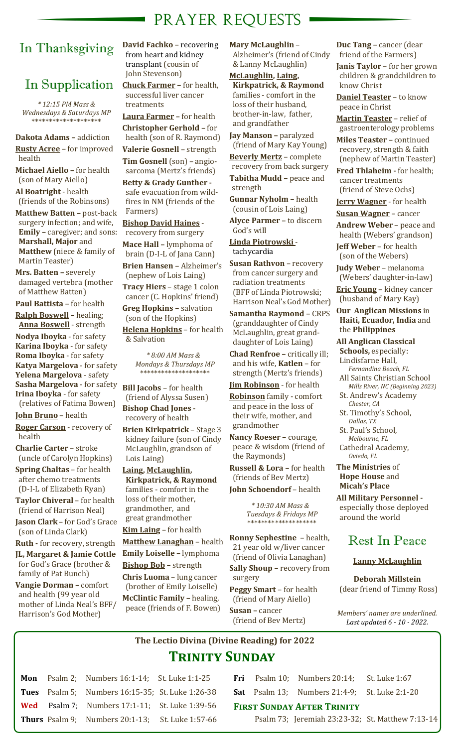# PRAYER REQUESTS

## In Thanksgiving

## In Supplication

*\* 12:15 PM Mass & Wednesdays & Saturdays MP*
*\*\*\*\*\*\*\*\*\*\*\*\*\*\*\*\*\*\*\*\**

**Dakota Adams –** addiction

**Rusty Acree –** for improved health

**Michael Aiello –** for health (son of Mary Aiello)

**Al Boatright** - health (friends of the Robinsons)

**Matthew Batten –** post-back surgery infection; and wife, **Emily –** caregiver; and sons: **Marshall, Major** and **Matthew** (niece & family of Martin Teaster)

**Mrs. Batten –** severely damaged vertebra (mother of Matthew Batten)

**Paul Battista –** for health

**Ralph Boswell –** healing; **Anna Boswell** - strength

**Nodya Iboyka** - for safety
**Karina Iboyka** - for safety
**Roma Iboyka** - for safety
**Katya Margelova** - for safety
**Yelena Margelova** - safety
**Sasha Margelova** - for safety
**Irina Iboyka** - for safety (relatives of Fatima Bowen)

**John Bruno** – health

**Roger Carson** - recovery of health

**Charlie Carter** – stroke (uncle of Carolyn Hopkins)

**Spring Chaltas** – for health after chemo treatments (D-I-L of Elizabeth Ryan)

**Taylor Chiveral** – for health (friend of Harrison Neal)

**Jason Clark –** for God's Grace (son of Linda Clark)

**Ruth -** for recovery, strength

**JL, Margaret & Jamie Cottle** for God's Grace (brother & family of Pat Bunch)

**Vangie Dorman –** comfort and health (99 year old mother of Linda Neal's BFF/ Harrison's God Mother)

**David Fachko –** recovering from heart and kidney transplant (cousin of John Stevenson)

**Chuck Farmer –** for health, successful liver cancer treatments

**Laura Farmer –** for health

**Christopher Gerhold –** for health (son of R. Raymond)

**Valerie Gosnell** – strength

**Tim Gosnell** (son) – angiosarcoma (Mertz's friends)

**Betty & Grady Gunther -** safe evacuation from wildfires in NM (friends of the Farmers)

**Bishop David Haines** - recovery from surgery

**Mace Hall –** lymphoma of brain (D-I-L of Jana Cann)

**Brien Hansen –** Alzheimer's (nephew of Lois Laing)

**Tracy Hiers** – stage 1 colon cancer (C. Hopkins' friend)

**Greg Hopkins –** salvation (son of the Hopkins)

**Helena Hopkins** – for health & Salvation

*\* 8:00 AM Mass & Mondays & Thursdays MP*
*\*\*\*\*\*\*\*\*\*\*\*\*\*\*\*\*\*\*\*\**

**Bill Jacobs** – for health (friend of Alyssa Susen)

**Bishop Chad Jones** - recovery of health

**Brien Kirkpatrick** – Stage 3 kidney failure (son of Cindy McLaughlin, grandson of Lois Laing)

**Laing, McLaughlin, Kirkpatrick, & Raymond** families - comfort in the loss of their mother, grandmother, and great grandmother

**Kim Laing –** for health

**Matthew Lanaghan –** health

**Emily Loiselle –** lymphoma

**Bishop Bob –** strength

**Chris Luoma** – lung cancer (brother of Emily Loiselle)

**McClintic Family –** healing, peace (friends of F. Bowen)

**Mary McLaughlin** – Alzheimer's (friend of Cindy & Lanny McLaughlin)

**McLaughlin, Laing, Kirkpatrick, & Raymond** families - comfort in the loss of their husband, brother-in-law, father, and grandfather

**Jay Manson –** paralyzed (friend of Mary Kay Young)

**Beverly Mertz –** complete recovery from back surgery

**Tabitha Mudd –** peace and strength

**Gunnar Nyholm –** health (cousin of Lois Laing)

**Alyce Parmer –** to discern God's will

**Linda Piotrowski** - tachycardia

**Susan Rathvon** – recovery from cancer surgery and radiation treatments (BFF of Linda Piotrowski; Harrison Neal's God Mother)

**Samantha Raymond –** CRPS (granddaughter of Cindy McLaughlin, great granddaughter of Lois Laing)

**Chad Renfroe –** critically ill; and his wife, **Katlen** – for strength (Mertz's friends)

**Jim Robinson** - for health

**Robinson** family - comfort and peace in the loss of their wife, mother, and grandmother

**Nancy Roeser –** courage, peace & wisdom (friend of the Raymonds)

**Russell & Lora –** for health (friends of Bev Mertz)

**John Schoendorf** – health

*\* 10:30 AM Mass & Tuesdays & Fridays MP*
*\*\*\*\*\*\*\*\*\*\*\*\*\*\*\*\*\*\*\*\**

**Ronny Sephestine –** health, 21 year old w/liver cancer (friend of Olivia Lanaghan)

**Sally Shoup –** recovery from surgery

**Peggy Smart** – for health (friend of Mary Aiello)

**Susan –** cancer (friend of Bev Mertz)

**Duc Tang –** cancer (dear friend of the Farmers)

**Janis Taylor** – for her grown children & grandchildren to know Christ

**Daniel Teaster** – to know peace in Christ

**Martin Teaster** – relief of gastroenterology problems

**Miles Teaster –** continued recovery, strength & faith (nephew of Martin Teaster)

**Fred Thlaheim -** for health; cancer treatments (friend of Steve Ochs)

**Jerry Wagner** - for health

**Susan Wagner –** cancer

**Andrew Weber** – peace and health (Webers' grandson)

**Jeff Weber** – for health (son of the Webers)

**Judy Weber** – melanoma (Webers' daughter-in-law)

**Eric Young** – kidney cancer (husband of Mary Kay)

**Our Anglican Missions** in **Haiti, Ecuador, India** and the **Philippines**

**All Anglican Classical Schools,** especially:
- Lindisfarne Hall, *Fernandina Beach, FL*
- All Saints Christian School *Mills River, NC (Beginning 2023)*
- St. Andrew's Academy *Chester, CA*
- St. Timothy's School, *Dallas, TX*
- St. Paul's School, *Melbourne, FL*
- Cathedral Academy, *Oviedo, FL*

**The Ministries** of **Hope House** and **Micah's Place**

**All Military Personnel -** especially those deployed around the world

## Rest In Peace

**Lanny McLaughlin**

**Deborah Millstein** (dear friend of Timmy Ross)

*Members' names are underlined. Last updated 6 - 10 - 2022.*

---

**The Lectio Divina (Divine Reading) for 2022**

## Trinity Sunday

| | | | |
|---|---|---|---|
| **Mon** | Psalm 2; | Numbers 16:1-14; | St. Luke 1:1-25 |
| **Tues** | Psalm 5; | Numbers 16:15-35; | St. Luke 1:26-38 |
| **Wed** | Psalm 7; | Numbers 17:1-11; | St. Luke 1:39-56 |
| **Thurs** | Psalm 9; | Numbers 20:1-13; | St. Luke 1:57-66 |
| **Fri** | Psalm 10; | Numbers 20:14; | St. Luke 1:67 |
| **Sat** | Psalm 13; | Numbers 21:4-9; | St. Luke 2:1-20 |

**First Sunday After Trinity**

Psalm 73; Jeremiah 23:23-32; St. Matthew 7:13-14